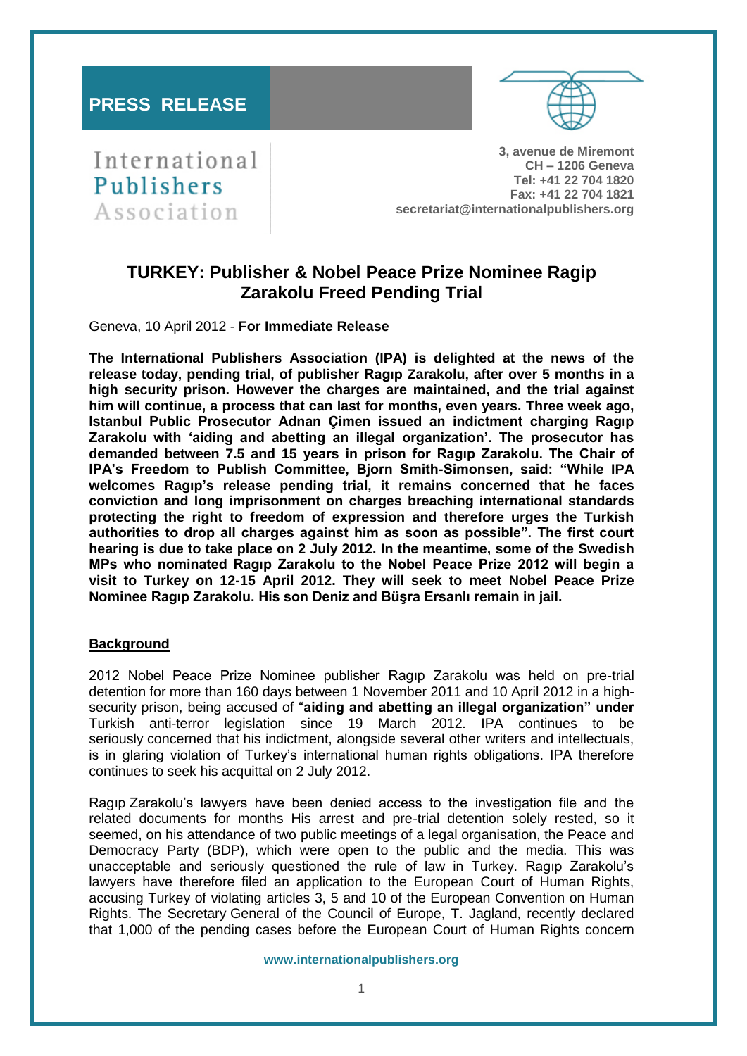**PRESS RELEASE**

International Publishers Association

3, avenue de Miremont
CH – 1206 Geneva
Tel: +41 22 704 1820
Fax: +41 22 704 1821
secretariat@internationalpublishers.org

# TURKEY: Publisher & Nobel Peace Prize Nominee Ragip Zarakolu Freed Pending Trial

Geneva, 10 April 2012 - **For Immediate Release**

**The International Publishers Association (IPA) is delighted at the news of the release today, pending trial, of publisher Ragıp Zarakolu, after over 5 months in a high security prison. However the charges are maintained, and the trial against him will continue, a process that can last for months, even years. Three week ago, Istanbul Public Prosecutor Adnan Çimen issued an indictment charging Ragıp Zarakolu with 'aiding and abetting an illegal organization'. The prosecutor has demanded between 7.5 and 15 years in prison for Ragıp Zarakolu. The Chair of IPA's Freedom to Publish Committee, Bjorn Smith-Simonsen, said: "While IPA welcomes Ragıp's release pending trial, it remains concerned that he faces conviction and long imprisonment on charges breaching international standards protecting the right to freedom of expression and therefore urges the Turkish authorities to drop all charges against him as soon as possible". The first court hearing is due to take place on 2 July 2012. In the meantime, some of the Swedish MPs who nominated Ragıp Zarakolu to the Nobel Peace Prize 2012 will begin a visit to Turkey on 12-15 April 2012. They will seek to meet Nobel Peace Prize Nominee Ragıp Zarakolu. His son Deniz and Büşra Ersanlı remain in jail.**

## Background

2012 Nobel Peace Prize Nominee publisher Ragıp Zarakolu was held on pre-trial detention for more than 160 days between 1 November 2011 and 10 April 2012 in a high-security prison, being accused of "**aiding and abetting an illegal organization" under** Turkish anti-terror legislation since 19 March 2012. IPA continues to be seriously concerned that his indictment, alongside several other writers and intellectuals, is in glaring violation of Turkey's international human rights obligations. IPA therefore continues to seek his acquittal on 2 July 2012.

Ragıp Zarakolu's lawyers have been denied access to the investigation file and the related documents for months His arrest and pre-trial detention solely rested, so it seemed, on his attendance of two public meetings of a legal organisation, the Peace and Democracy Party (BDP), which were open to the public and the media. This was unacceptable and seriously questioned the rule of law in Turkey. Ragıp Zarakolu's lawyers have therefore filed an application to the European Court of Human Rights, accusing Turkey of violating articles 3, 5 and 10 of the European Convention on Human Rights. The Secretary General of the Council of Europe, T. Jagland, recently declared that 1,000 of the pending cases before the European Court of Human Rights concern

www.internationalpublishers.org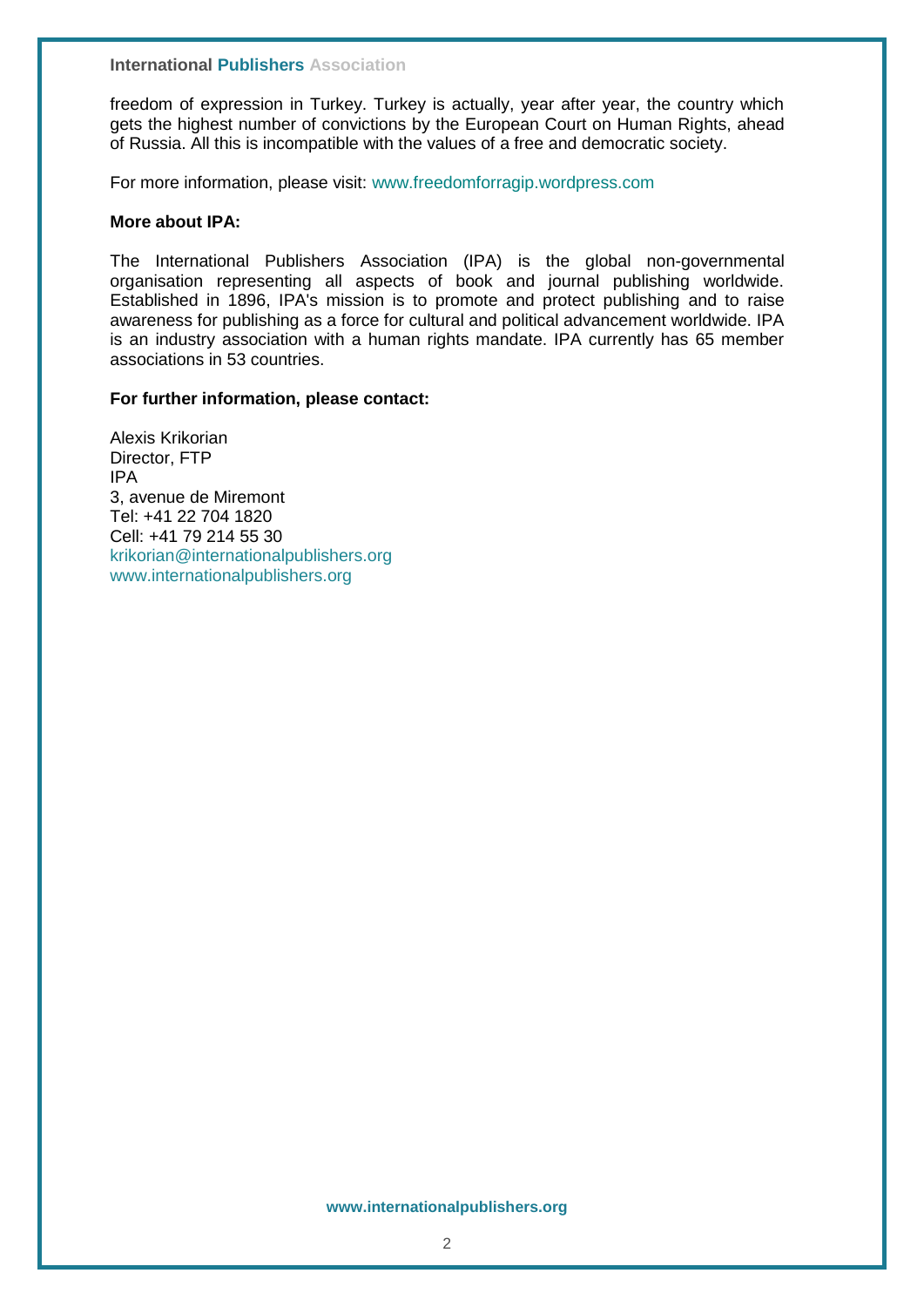freedom of expression in Turkey. Turkey is actually, year after year, the country which gets the highest number of convictions by the European Court on Human Rights, ahead of Russia. All this is incompatible with the values of a free and democratic society.

For more information, please visit: www.freedomforragip.wordpress.com

**More about IPA:**

The International Publishers Association (IPA) is the global non-governmental organisation representing all aspects of book and journal publishing worldwide. Established in 1896, IPA's mission is to promote and protect publishing and to raise awareness for publishing as a force for cultural and political advancement worldwide. IPA is an industry association with a human rights mandate. IPA currently has 65 member associations in 53 countries.

**For further information, please contact:**

Alexis Krikorian
Director, FTP
IPA
3, avenue de Miremont
Tel: +41 22 704 1820
Cell: +41 79 214 55 30
krikorian@internationalpublishers.org
www.internationalpublishers.org